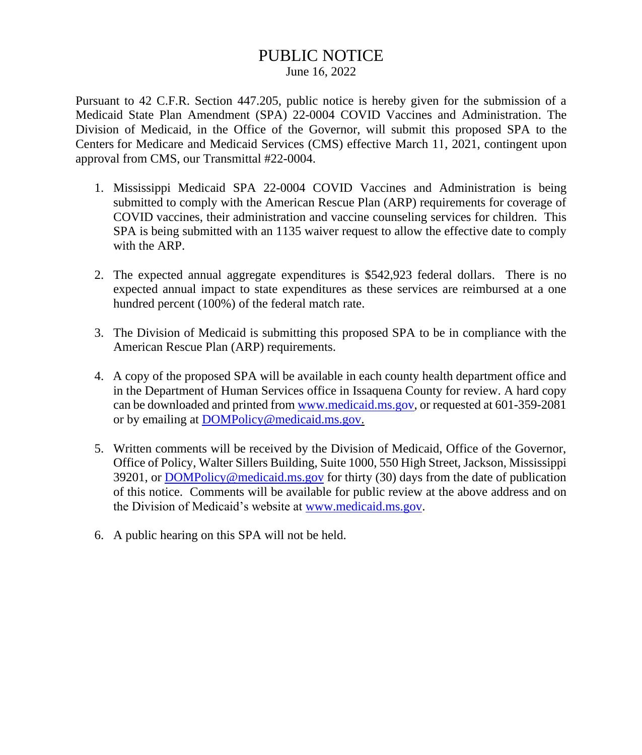# PUBLIC NOTICE

June 16, 2022

Pursuant to 42 C.F.R. Section 447.205, public notice is hereby given for the submission of a Medicaid State Plan Amendment (SPA) 22-0004 COVID Vaccines and Administration. The Division of Medicaid, in the Office of the Governor, will submit this proposed SPA to the Centers for Medicare and Medicaid Services (CMS) effective March 11, 2021, contingent upon approval from CMS, our Transmittal #22-0004.

1. Mississippi Medicaid SPA 22-0004 COVID Vaccines and Administration is being submitted to comply with the American Rescue Plan (ARP) requirements for coverage of COVID vaccines, their administration and vaccine counseling services for children. This SPA is being submitted with an 1135 waiver request to allow the effective date to comply with the ARP.

2. The expected annual aggregate expenditures is $542,923 federal dollars. There is no expected annual impact to state expenditures as these services are reimbursed at a one hundred percent (100%) of the federal match rate.

3. The Division of Medicaid is submitting this proposed SPA to be in compliance with the American Rescue Plan (ARP) requirements.

4. A copy of the proposed SPA will be available in each county health department office and in the Department of Human Services office in Issaquena County for review. A hard copy can be downloaded and printed from www.medicaid.ms.gov, or requested at 601-359-2081 or by emailing at DOMPolicy@medicaid.ms.gov.

5. Written comments will be received by the Division of Medicaid, Office of the Governor, Office of Policy, Walter Sillers Building, Suite 1000, 550 High Street, Jackson, Mississippi 39201, or DOMPolicy@medicaid.ms.gov for thirty (30) days from the date of publication of this notice. Comments will be available for public review at the above address and on the Division of Medicaid's website at www.medicaid.ms.gov.

6. A public hearing on this SPA will not be held.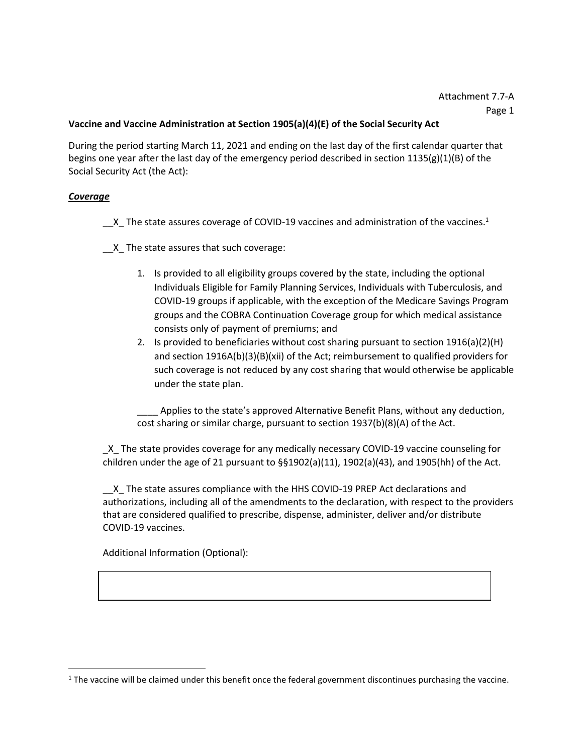Attachment 7.7-A

**Vaccine and Vaccine Administration at Section 1905(a)(4)(E) of the Social Security Act**

During the period starting March 11, 2021 and ending on the last day of the first calendar quarter that begins one year after the last day of the emergency period described in section 1135(g)(1)(B) of the Social Security Act (the Act):

***Coverage***

__X_ The state assures coverage of COVID-19 vaccines and administration of the vaccines.[1]

__X_ The state assures that such coverage:

1. Is provided to all eligibility groups covered by the state, including the optional Individuals Eligible for Family Planning Services, Individuals with Tuberculosis, and COVID-19 groups if applicable, with the exception of the Medicare Savings Program groups and the COBRA Continuation Coverage group for which medical assistance consists only of payment of premiums; and
2. Is provided to beneficiaries without cost sharing pursuant to section 1916(a)(2)(H) and section 1916A(b)(3)(B)(xii) of the Act; reimbursement to qualified providers for such coverage is not reduced by any cost sharing that would otherwise be applicable under the state plan.

____ Applies to the state's approved Alternative Benefit Plans, without any deduction, cost sharing or similar charge, pursuant to section 1937(b)(8)(A) of the Act.

_X_ The state provides coverage for any medically necessary COVID-19 vaccine counseling for children under the age of 21 pursuant to §§1902(a)(11), 1902(a)(43), and 1905(hh) of the Act.

__X_ The state assures compliance with the HHS COVID-19 PREP Act declarations and authorizations, including all of the amendments to the declaration, with respect to the providers that are considered qualified to prescribe, dispense, administer, deliver and/or distribute COVID-19 vaccines.

Additional Information (Optional):

| |
|---|
| |

[1] The vaccine will be claimed under this benefit once the federal government discontinues purchasing the vaccine.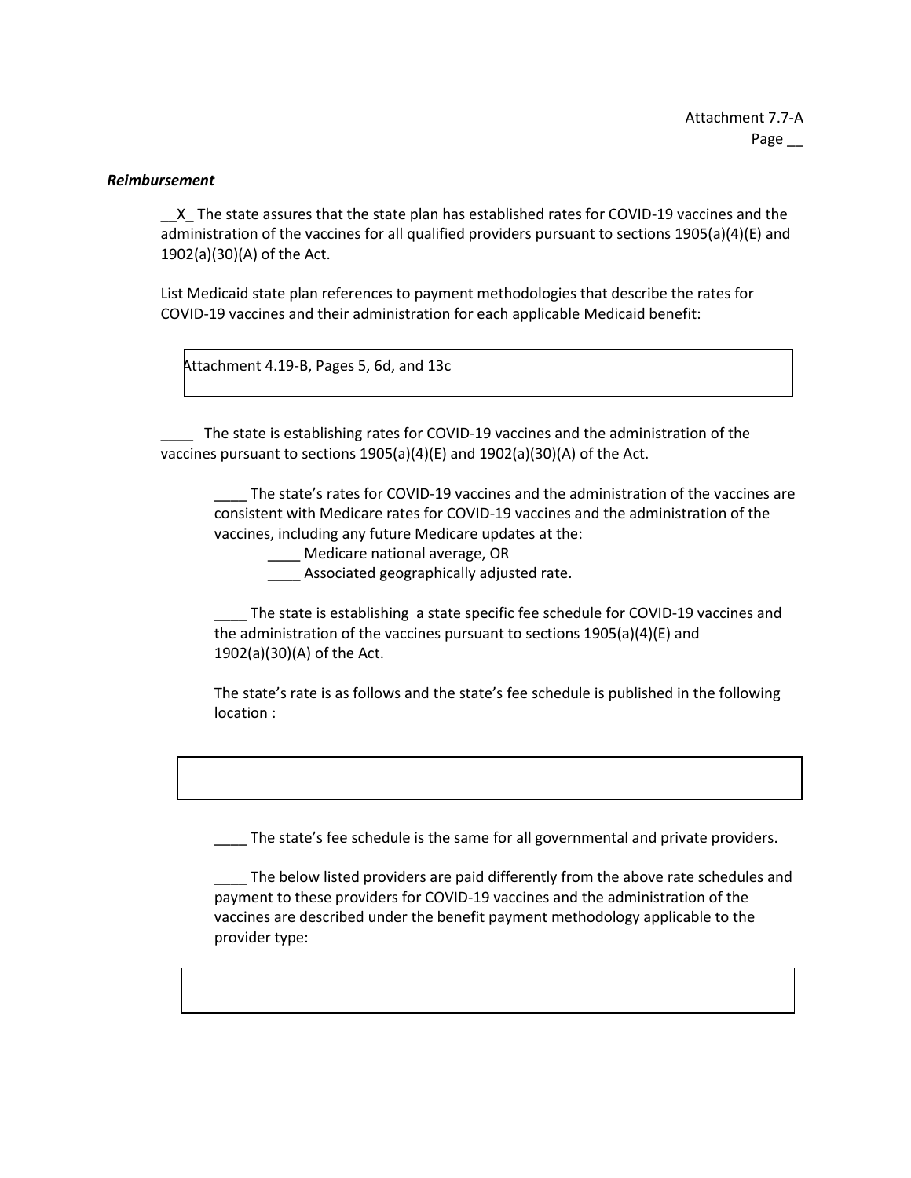Attachment 7.7-A
Page __

***Reimbursement***

__X_ The state assures that the state plan has established rates for COVID-19 vaccines and the administration of the vaccines for all qualified providers pursuant to sections 1905(a)(4)(E) and 1902(a)(30)(A) of the Act.

List Medicaid state plan references to payment methodologies that describe the rates for COVID-19 vaccines and their administration for each applicable Medicaid benefit:

| Attachment 4.19-B, Pages 5, 6d, and 13c |
|---|

____ The state is establishing rates for COVID-19 vaccines and the administration of the vaccines pursuant to sections 1905(a)(4)(E) and 1902(a)(30)(A) of the Act.

____ The state's rates for COVID-19 vaccines and the administration of the vaccines are consistent with Medicare rates for COVID-19 vaccines and the administration of the vaccines, including any future Medicare updates at the:

____ Medicare national average, OR

____ Associated geographically adjusted rate.

____ The state is establishing a state specific fee schedule for COVID-19 vaccines and the administration of the vaccines pursuant to sections 1905(a)(4)(E) and 1902(a)(30)(A) of the Act.

The state's rate is as follows and the state's fee schedule is published in the following location :

| |
|---|

____ The state's fee schedule is the same for all governmental and private providers.

____ The below listed providers are paid differently from the above rate schedules and payment to these providers for COVID-19 vaccines and the administration of the vaccines are described under the benefit payment methodology applicable to the provider type:

| |
|---|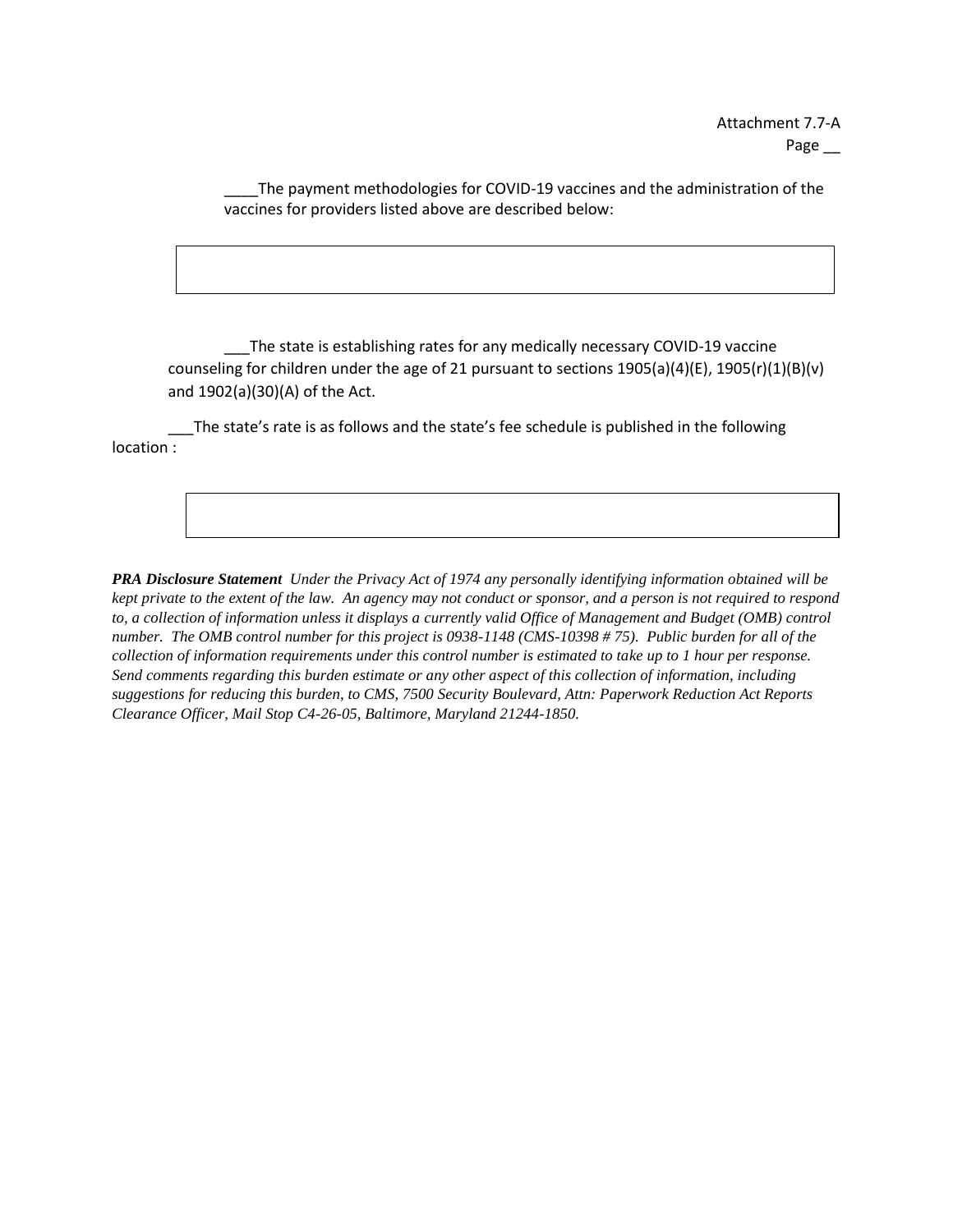Attachment 7.7-A
Page __

____The payment methodologies for COVID-19 vaccines and the administration of the vaccines for providers listed above are described below:

| |
|---|
| |

___The state is establishing rates for any medically necessary COVID-19 vaccine counseling for children under the age of 21 pursuant to sections 1905(a)(4)(E), 1905(r)(1)(B)(v) and 1902(a)(30)(A) of the Act.

___The state's rate is as follows and the state's fee schedule is published in the following location :

| |
|---|
| |

***PRA Disclosure Statement*** *Under the Privacy Act of 1974 any personally identifying information obtained will be kept private to the extent of the law. An agency may not conduct or sponsor, and a person is not required to respond to, a collection of information unless it displays a currently valid Office of Management and Budget (OMB) control number. The OMB control number for this project is 0938-1148 (CMS-10398 # 75). Public burden for all of the collection of information requirements under this control number is estimated to take up to 1 hour per response. Send comments regarding this burden estimate or any other aspect of this collection of information, including suggestions for reducing this burden, to CMS, 7500 Security Boulevard, Attn: Paperwork Reduction Act Reports Clearance Officer, Mail Stop C4-26-05, Baltimore, Maryland 21244-1850.*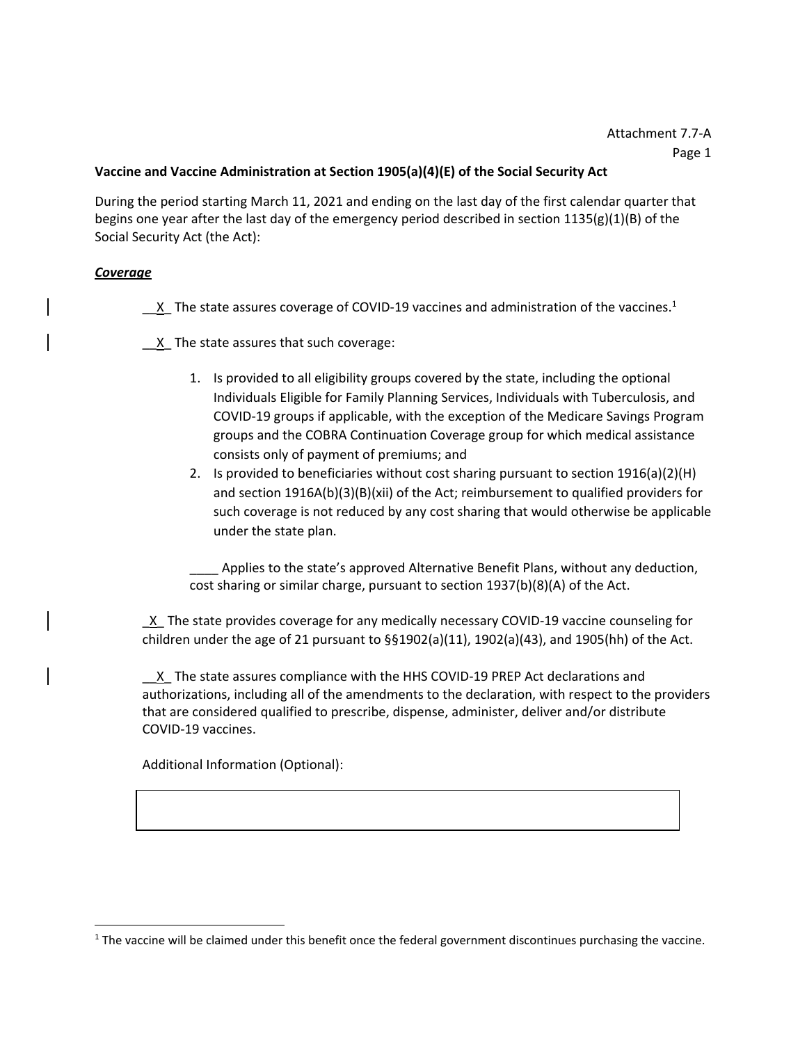Attachment 7.7-A

**Vaccine and Vaccine Administration at Section 1905(a)(4)(E) of the Social Security Act**

During the period starting March 11, 2021 and ending on the last day of the first calendar quarter that begins one year after the last day of the emergency period described in section 1135(g)(1)(B) of the Social Security Act (the Act):

***Coverage***

__X_ The state assures coverage of COVID-19 vaccines and administration of the vaccines.[1]

__X_ The state assures that such coverage:

1. Is provided to all eligibility groups covered by the state, including the optional Individuals Eligible for Family Planning Services, Individuals with Tuberculosis, and COVID-19 groups if applicable, with the exception of the Medicare Savings Program groups and the COBRA Continuation Coverage group for which medical assistance consists only of payment of premiums; and
2. Is provided to beneficiaries without cost sharing pursuant to section 1916(a)(2)(H) and section 1916A(b)(3)(B)(xii) of the Act; reimbursement to qualified providers for such coverage is not reduced by any cost sharing that would otherwise be applicable under the state plan.

____ Applies to the state's approved Alternative Benefit Plans, without any deduction, cost sharing or similar charge, pursuant to section 1937(b)(8)(A) of the Act.

_X_ The state provides coverage for any medically necessary COVID-19 vaccine counseling for children under the age of 21 pursuant to §§1902(a)(11), 1902(a)(43), and 1905(hh) of the Act.

__X_ The state assures compliance with the HHS COVID-19 PREP Act declarations and authorizations, including all of the amendments to the declaration, with respect to the providers that are considered qualified to prescribe, dispense, administer, deliver and/or distribute COVID-19 vaccines.

Additional Information (Optional):

[1] The vaccine will be claimed under this benefit once the federal government discontinues purchasing the vaccine.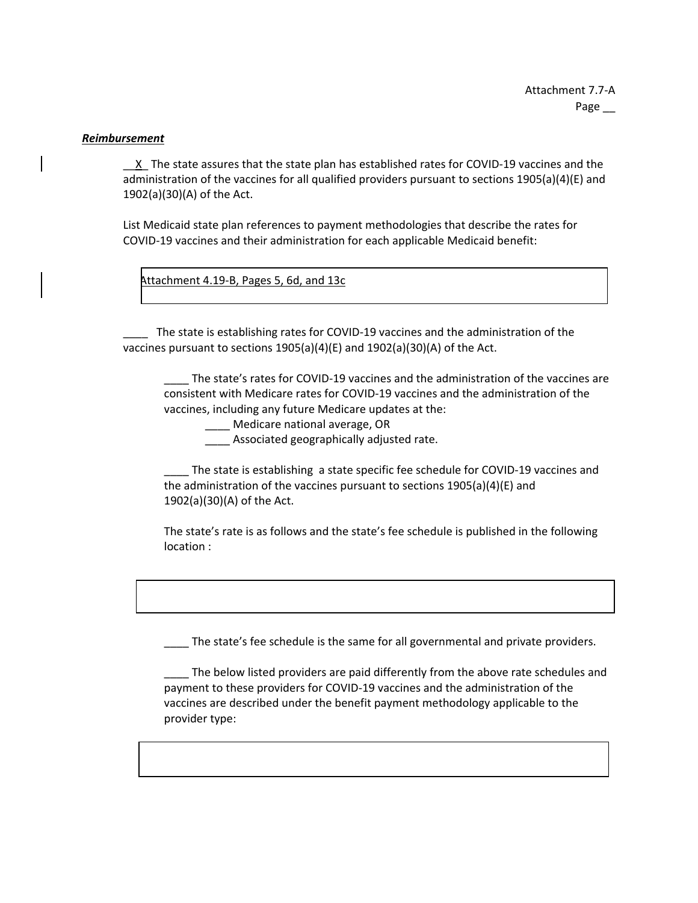Attachment 7.7-A
Page __

***Reimbursement***

__X__ The state assures that the state plan has established rates for COVID-19 vaccines and the administration of the vaccines for all qualified providers pursuant to sections 1905(a)(4)(E) and 1902(a)(30)(A) of the Act.

List Medicaid state plan references to payment methodologies that describe the rates for COVID-19 vaccines and their administration for each applicable Medicaid benefit:

| Attachment 4.19-B, Pages 5, 6d, and 13c |
|---|

____ The state is establishing rates for COVID-19 vaccines and the administration of the vaccines pursuant to sections 1905(a)(4)(E) and 1902(a)(30)(A) of the Act.

____ The state's rates for COVID-19 vaccines and the administration of the vaccines are consistent with Medicare rates for COVID-19 vaccines and the administration of the vaccines, including any future Medicare updates at the:

____ Medicare national average, OR

____ Associated geographically adjusted rate.

____ The state is establishing a state specific fee schedule for COVID-19 vaccines and the administration of the vaccines pursuant to sections 1905(a)(4)(E) and 1902(a)(30)(A) of the Act.

The state's rate is as follows and the state's fee schedule is published in the following location :

| |
|---|

____ The state's fee schedule is the same for all governmental and private providers.

____ The below listed providers are paid differently from the above rate schedules and payment to these providers for COVID-19 vaccines and the administration of the vaccines are described under the benefit payment methodology applicable to the provider type:

| |
|---|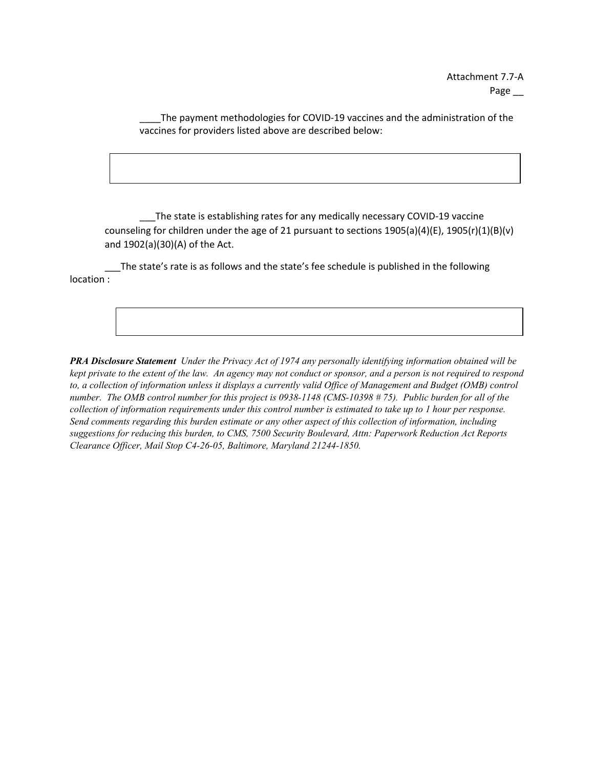Attachment 7.7-A
Page __

____The payment methodologies for COVID-19 vaccines and the administration of the vaccines for providers listed above are described below:

| |
|---|
| |

___The state is establishing rates for any medically necessary COVID-19 vaccine counseling for children under the age of 21 pursuant to sections 1905(a)(4)(E), 1905(r)(1)(B)(v) and 1902(a)(30)(A) of the Act.

___The state's rate is as follows and the state's fee schedule is published in the following location :

| |
|---|
| |

***PRA Disclosure Statement*** *Under the Privacy Act of 1974 any personally identifying information obtained will be kept private to the extent of the law. An agency may not conduct or sponsor, and a person is not required to respond to, a collection of information unless it displays a currently valid Office of Management and Budget (OMB) control number. The OMB control number for this project is 0938-1148 (CMS-10398 # 75). Public burden for all of the collection of information requirements under this control number is estimated to take up to 1 hour per response. Send comments regarding this burden estimate or any other aspect of this collection of information, including suggestions for reducing this burden, to CMS, 7500 Security Boulevard, Attn: Paperwork Reduction Act Reports Clearance Officer, Mail Stop C4-26-05, Baltimore, Maryland 21244-1850.*